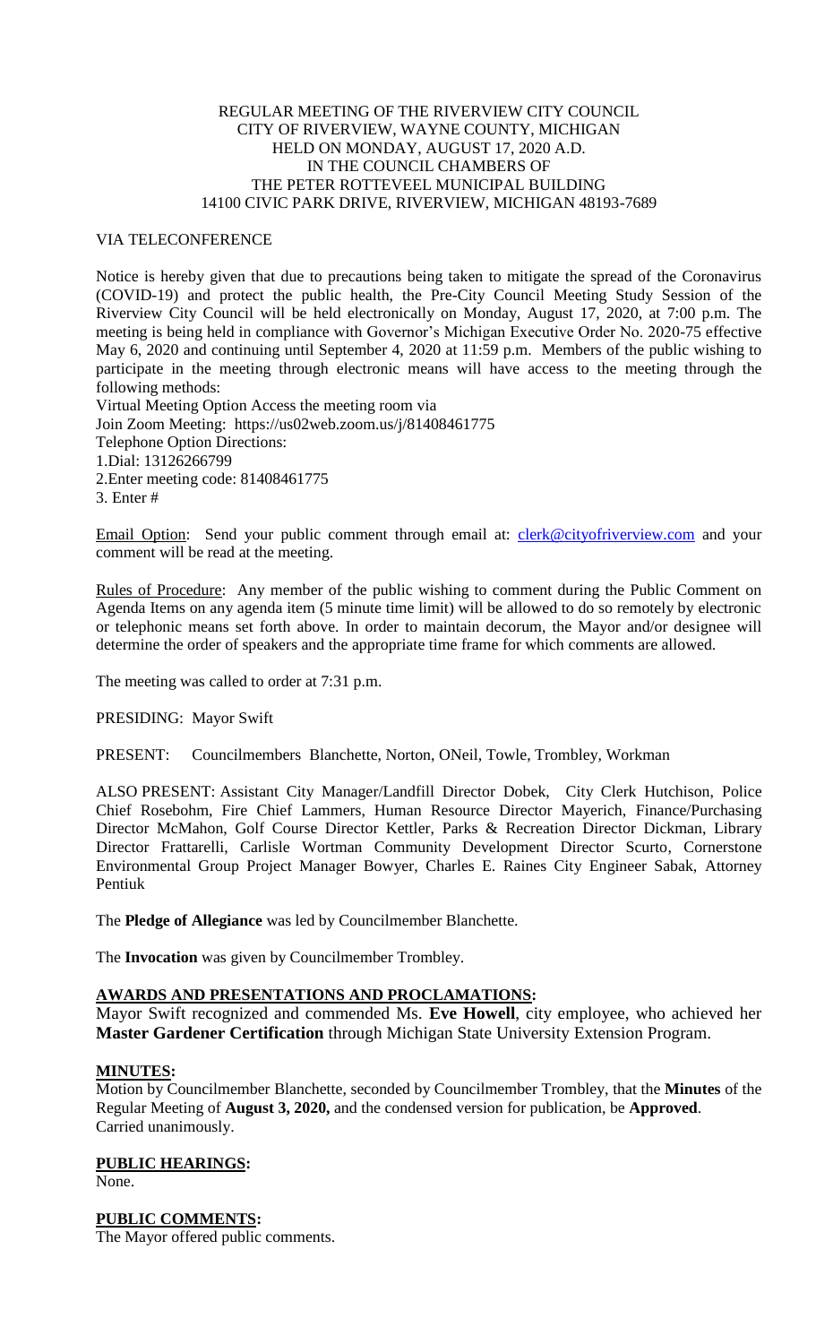REGULAR MEETING OF THE RIVERVIEW CITY COUNCIL
CITY OF RIVERVIEW, WAYNE COUNTY, MICHIGAN
HELD ON MONDAY, AUGUST 17, 2020 A.D.
IN THE COUNCIL CHAMBERS OF
THE PETER ROTTEVEEL MUNICIPAL BUILDING
14100 CIVIC PARK DRIVE, RIVERVIEW, MICHIGAN 48193-7689

VIA TELECONFERENCE

Notice is hereby given that due to precautions being taken to mitigate the spread of the Coronavirus (COVID-19) and protect the public health, the Pre-City Council Meeting Study Session of the Riverview City Council will be held electronically on Monday, August 17, 2020, at 7:00 p.m. The meeting is being held in compliance with Governor's Michigan Executive Order No. 2020-75 effective May 6, 2020 and continuing until September 4, 2020 at 11:59 p.m. Members of the public wishing to participate in the meeting through electronic means will have access to the meeting through the following methods:

Virtual Meeting Option Access the meeting room via
Join Zoom Meeting: https://us02web.zoom.us/j/81408461775
Telephone Option Directions:
1.Dial: 13126266799
2.Enter meeting code: 81408461775
3. Enter #

Email Option: Send your public comment through email at: clerk@cityofriverview.com and your comment will be read at the meeting.

Rules of Procedure: Any member of the public wishing to comment during the Public Comment on Agenda Items on any agenda item (5 minute time limit) will be allowed to do so remotely by electronic or telephonic means set forth above. In order to maintain decorum, the Mayor and/or designee will determine the order of speakers and the appropriate time frame for which comments are allowed.

The meeting was called to order at 7:31 p.m.

PRESIDING: Mayor Swift

PRESENT: Councilmembers Blanchette, Norton, ONeil, Towle, Trombley, Workman

ALSO PRESENT: Assistant City Manager/Landfill Director Dobek, City Clerk Hutchison, Police Chief Rosebohm, Fire Chief Lammers, Human Resource Director Mayerich, Finance/Purchasing Director McMahon, Golf Course Director Kettler, Parks & Recreation Director Dickman, Library Director Frattarelli, Carlisle Wortman Community Development Director Scurto, Cornerstone Environmental Group Project Manager Bowyer, Charles E. Raines City Engineer Sabak, Attorney Pentiuk

The **Pledge of Allegiance** was led by Councilmember Blanchette.

The **Invocation** was given by Councilmember Trombley.

## AWARDS AND PRESENTATIONS AND PROCLAMATIONS:

Mayor Swift recognized and commended Ms. **Eve Howell**, city employee, who achieved her **Master Gardener Certification** through Michigan State University Extension Program.

## MINUTES:

Motion by Councilmember Blanchette, seconded by Councilmember Trombley, that the **Minutes** of the Regular Meeting of **August 3, 2020,** and the condensed version for publication, be **Approved**.
Carried unanimously.

## PUBLIC HEARINGS:

None.

## PUBLIC COMMENTS:

The Mayor offered public comments.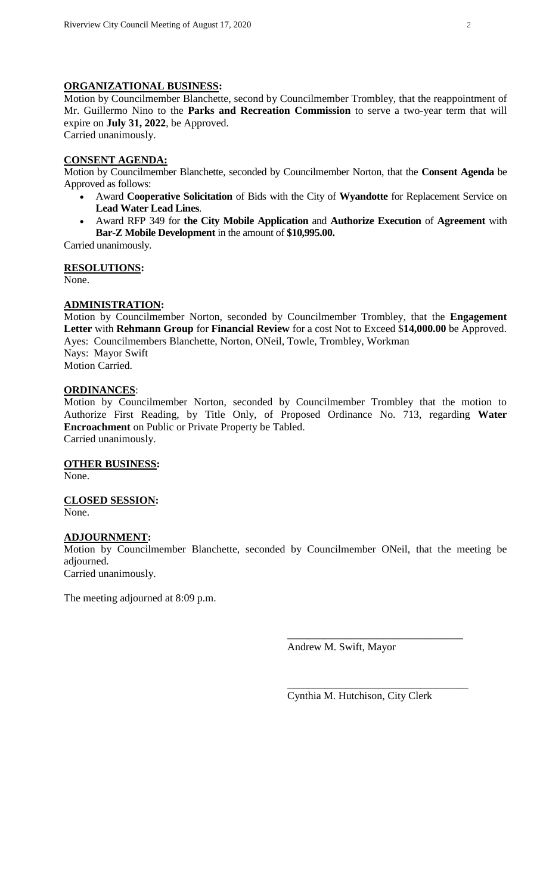**ORGANIZATIONAL BUSINESS:**

Motion by Councilmember Blanchette, second by Councilmember Trombley, that the reappointment of Mr. Guillermo Nino to the **Parks and Recreation Commission** to serve a two-year term that will expire on **July 31, 2022**, be Approved.
Carried unanimously.

**CONSENT AGENDA:**

Motion by Councilmember Blanchette, seconded by Councilmember Norton, that the **Consent Agenda** be Approved as follows:

- Award **Cooperative Solicitation** of Bids with the City of **Wyandotte** for Replacement Service on **Lead Water Lead Lines**.
- Award RFP 349 for **the City Mobile Application** and **Authorize Execution** of **Agreement** with **Bar-Z Mobile Development** in the amount of **$10,995.00.**

Carried unanimously.

**RESOLUTIONS:**

None.

**ADMINISTRATION:**

Motion by Councilmember Norton, seconded by Councilmember Trombley, that the **Engagement Letter** with **Rehmann Group** for **Financial Review** for a cost Not to Exceed $**14,000.00** be Approved.
Ayes: Councilmembers Blanchette, Norton, ONeil, Towle, Trombley, Workman
Nays: Mayor Swift
Motion Carried.

**ORDINANCES**:

Motion by Councilmember Norton, seconded by Councilmember Trombley that the motion to Authorize First Reading, by Title Only, of Proposed Ordinance No. 713, regarding **Water Encroachment** on Public or Private Property be Tabled.
Carried unanimously.

**OTHER BUSINESS:**

None.

**CLOSED SESSION:**

None.

**ADJOURNMENT:**

Motion by Councilmember Blanchette, seconded by Councilmember ONeil, that the meeting be adjourned.
Carried unanimously.

The meeting adjourned at 8:09 p.m.

\_\_\_\_\_\_\_\_\_\_\_\_\_\_\_\_\_\_\_\_\_\_\_\_\_\_\_\_\_\_\_\_\_
Andrew M. Swift, Mayor

\_\_\_\_\_\_\_\_\_\_\_\_\_\_\_\_\_\_\_\_\_\_\_\_\_\_\_\_\_\_\_\_\_
Cynthia M. Hutchison, City Clerk